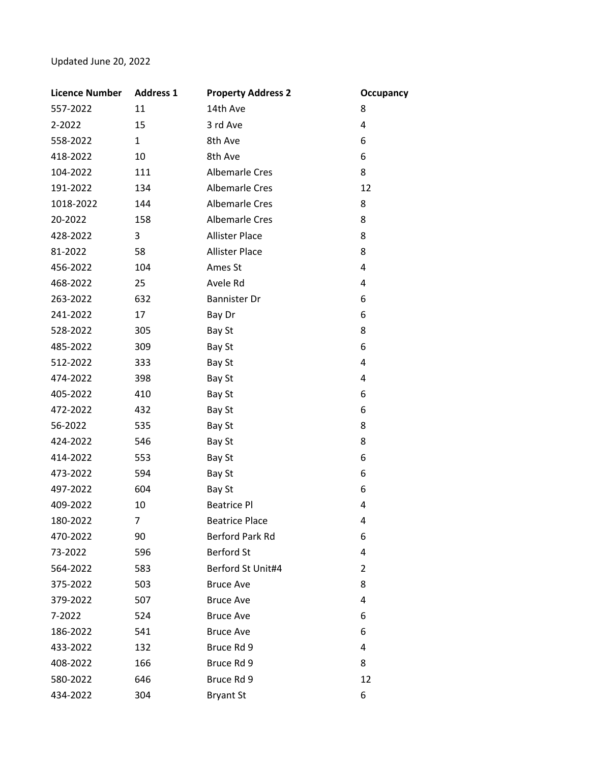Updated June 20, 2022

| Licence Number | Address 1 | Property Address 2 | Occupancy |
|---|---|---|---|
| 557-2022 | 11 | 14th Ave | 8 |
| 2-2022 | 15 | 3 rd Ave | 4 |
| 558-2022 | 1 | 8th Ave | 6 |
| 418-2022 | 10 | 8th Ave | 6 |
| 104-2022 | 111 | Albemarle Cres | 8 |
| 191-2022 | 134 | Albemarle Cres | 12 |
| 1018-2022 | 144 | Albemarle Cres | 8 |
| 20-2022 | 158 | Albemarle Cres | 8 |
| 428-2022 | 3 | Allister Place | 8 |
| 81-2022 | 58 | Allister Place | 8 |
| 456-2022 | 104 | Ames St | 4 |
| 468-2022 | 25 | Avele Rd | 4 |
| 263-2022 | 632 | Bannister Dr | 6 |
| 241-2022 | 17 | Bay Dr | 6 |
| 528-2022 | 305 | Bay St | 8 |
| 485-2022 | 309 | Bay St | 6 |
| 512-2022 | 333 | Bay St | 4 |
| 474-2022 | 398 | Bay St | 4 |
| 405-2022 | 410 | Bay St | 6 |
| 472-2022 | 432 | Bay St | 6 |
| 56-2022 | 535 | Bay St | 8 |
| 424-2022 | 546 | Bay St | 8 |
| 414-2022 | 553 | Bay St | 6 |
| 473-2022 | 594 | Bay St | 6 |
| 497-2022 | 604 | Bay St | 6 |
| 409-2022 | 10 | Beatrice Pl | 4 |
| 180-2022 | 7 | Beatrice Place | 4 |
| 470-2022 | 90 | Berford Park Rd | 6 |
| 73-2022 | 596 | Berford St | 4 |
| 564-2022 | 583 | Berford St Unit#4 | 2 |
| 375-2022 | 503 | Bruce Ave | 8 |
| 379-2022 | 507 | Bruce Ave | 4 |
| 7-2022 | 524 | Bruce Ave | 6 |
| 186-2022 | 541 | Bruce Ave | 6 |
| 433-2022 | 132 | Bruce Rd 9 | 4 |
| 408-2022 | 166 | Bruce Rd 9 | 8 |
| 580-2022 | 646 | Bruce Rd 9 | 12 |
| 434-2022 | 304 | Bryant St | 6 |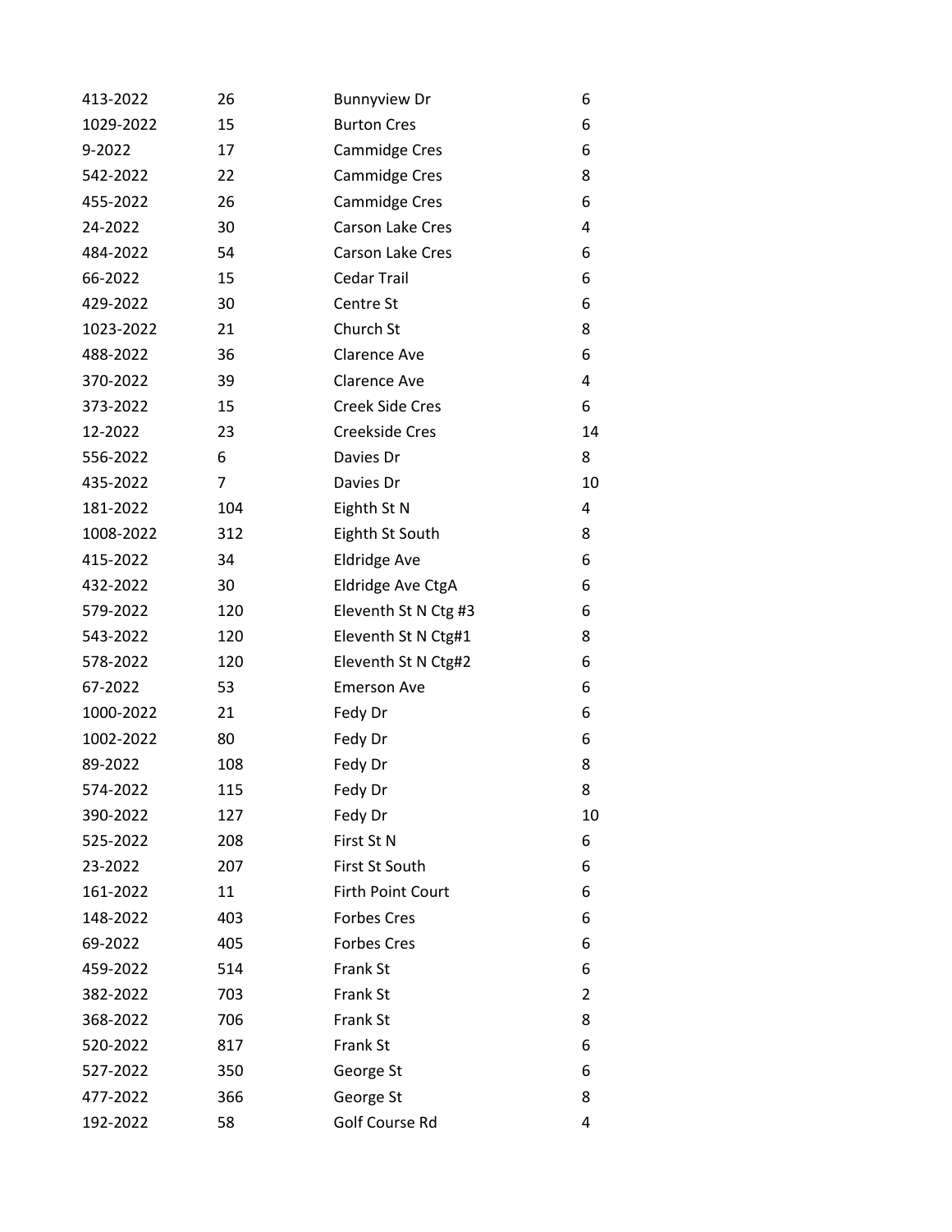| | | | |
|---|---|---|---|
| 413-2022 | 26 | Bunnyview Dr | 6 |
| 1029-2022 | 15 | Burton Cres | 6 |
| 9-2022 | 17 | Cammidge Cres | 6 |
| 542-2022 | 22 | Cammidge Cres | 8 |
| 455-2022 | 26 | Cammidge Cres | 6 |
| 24-2022 | 30 | Carson Lake Cres | 4 |
| 484-2022 | 54 | Carson Lake Cres | 6 |
| 66-2022 | 15 | Cedar Trail | 6 |
| 429-2022 | 30 | Centre St | 6 |
| 1023-2022 | 21 | Church St | 8 |
| 488-2022 | 36 | Clarence Ave | 6 |
| 370-2022 | 39 | Clarence Ave | 4 |
| 373-2022 | 15 | Creek Side Cres | 6 |
| 12-2022 | 23 | Creekside Cres | 14 |
| 556-2022 | 6 | Davies Dr | 8 |
| 435-2022 | 7 | Davies Dr | 10 |
| 181-2022 | 104 | Eighth St N | 4 |
| 1008-2022 | 312 | Eighth St South | 8 |
| 415-2022 | 34 | Eldridge Ave | 6 |
| 432-2022 | 30 | Eldridge Ave CtgA | 6 |
| 579-2022 | 120 | Eleventh St N Ctg #3 | 6 |
| 543-2022 | 120 | Eleventh St N Ctg#1 | 8 |
| 578-2022 | 120 | Eleventh St N Ctg#2 | 6 |
| 67-2022 | 53 | Emerson Ave | 6 |
| 1000-2022 | 21 | Fedy Dr | 6 |
| 1002-2022 | 80 | Fedy Dr | 6 |
| 89-2022 | 108 | Fedy Dr | 8 |
| 574-2022 | 115 | Fedy Dr | 8 |
| 390-2022 | 127 | Fedy Dr | 10 |
| 525-2022 | 208 | First St N | 6 |
| 23-2022 | 207 | First St South | 6 |
| 161-2022 | 11 | Firth Point Court | 6 |
| 148-2022 | 403 | Forbes Cres | 6 |
| 69-2022 | 405 | Forbes Cres | 6 |
| 459-2022 | 514 | Frank St | 6 |
| 382-2022 | 703 | Frank St | 2 |
| 368-2022 | 706 | Frank St | 8 |
| 520-2022 | 817 | Frank St | 6 |
| 527-2022 | 350 | George St | 6 |
| 477-2022 | 366 | George St | 8 |
| 192-2022 | 58 | Golf Course Rd | 4 |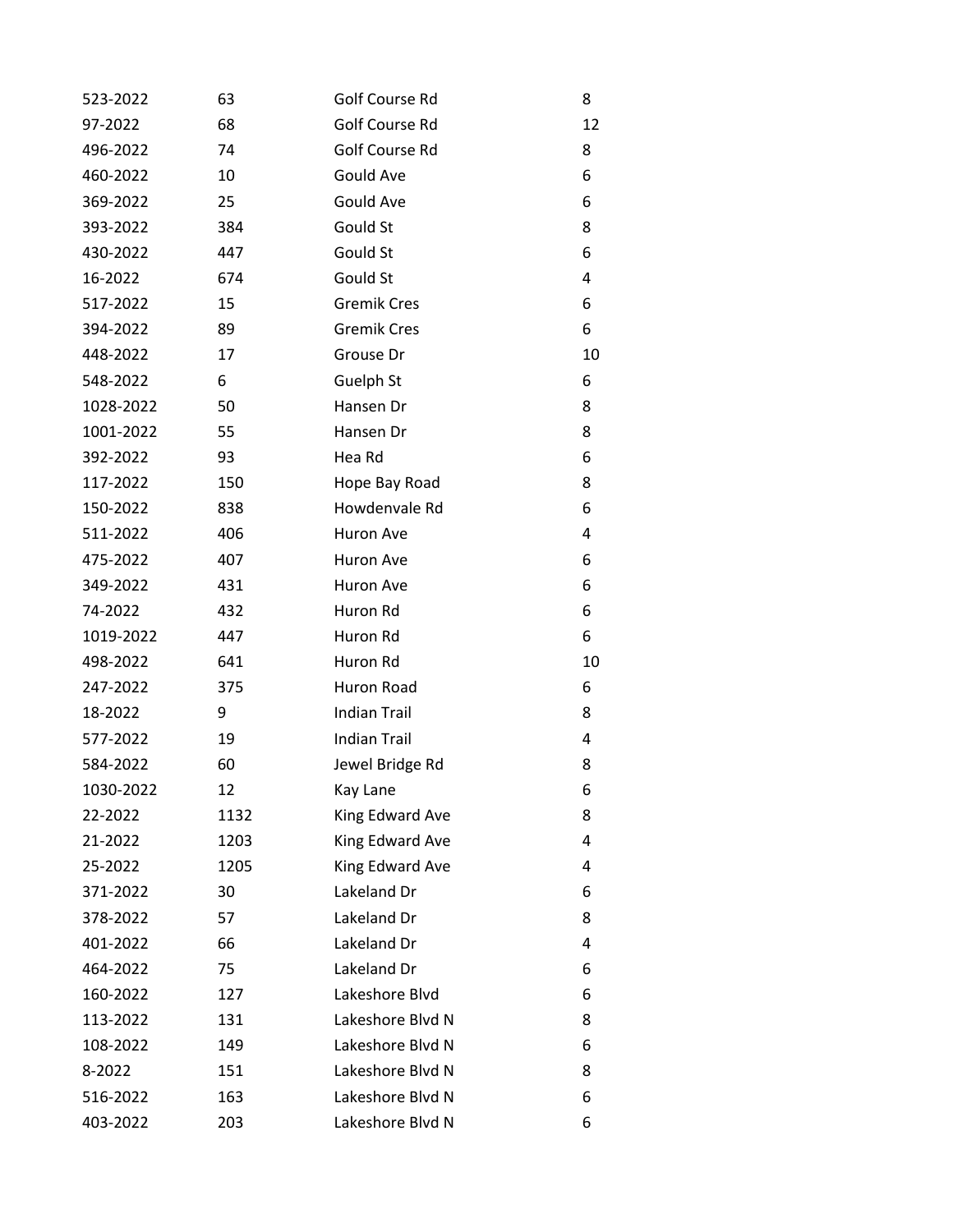| | | | |
|---|---|---|---|
| 523-2022 | 63 | Golf Course Rd | 8 |
| 97-2022 | 68 | Golf Course Rd | 12 |
| 496-2022 | 74 | Golf Course Rd | 8 |
| 460-2022 | 10 | Gould Ave | 6 |
| 369-2022 | 25 | Gould Ave | 6 |
| 393-2022 | 384 | Gould St | 8 |
| 430-2022 | 447 | Gould St | 6 |
| 16-2022 | 674 | Gould St | 4 |
| 517-2022 | 15 | Gremik Cres | 6 |
| 394-2022 | 89 | Gremik Cres | 6 |
| 448-2022 | 17 | Grouse Dr | 10 |
| 548-2022 | 6 | Guelph St | 6 |
| 1028-2022 | 50 | Hansen Dr | 8 |
| 1001-2022 | 55 | Hansen Dr | 8 |
| 392-2022 | 93 | Hea Rd | 6 |
| 117-2022 | 150 | Hope Bay Road | 8 |
| 150-2022 | 838 | Howdenvale Rd | 6 |
| 511-2022 | 406 | Huron Ave | 4 |
| 475-2022 | 407 | Huron Ave | 6 |
| 349-2022 | 431 | Huron Ave | 6 |
| 74-2022 | 432 | Huron Rd | 6 |
| 1019-2022 | 447 | Huron Rd | 6 |
| 498-2022 | 641 | Huron Rd | 10 |
| 247-2022 | 375 | Huron Road | 6 |
| 18-2022 | 9 | Indian Trail | 8 |
| 577-2022 | 19 | Indian Trail | 4 |
| 584-2022 | 60 | Jewel Bridge Rd | 8 |
| 1030-2022 | 12 | Kay Lane | 6 |
| 22-2022 | 1132 | King Edward Ave | 8 |
| 21-2022 | 1203 | King Edward Ave | 4 |
| 25-2022 | 1205 | King Edward Ave | 4 |
| 371-2022 | 30 | Lakeland Dr | 6 |
| 378-2022 | 57 | Lakeland Dr | 8 |
| 401-2022 | 66 | Lakeland Dr | 4 |
| 464-2022 | 75 | Lakeland Dr | 6 |
| 160-2022 | 127 | Lakeshore Blvd | 6 |
| 113-2022 | 131 | Lakeshore Blvd N | 8 |
| 108-2022 | 149 | Lakeshore Blvd N | 6 |
| 8-2022 | 151 | Lakeshore Blvd N | 8 |
| 516-2022 | 163 | Lakeshore Blvd N | 6 |
| 403-2022 | 203 | Lakeshore Blvd N | 6 |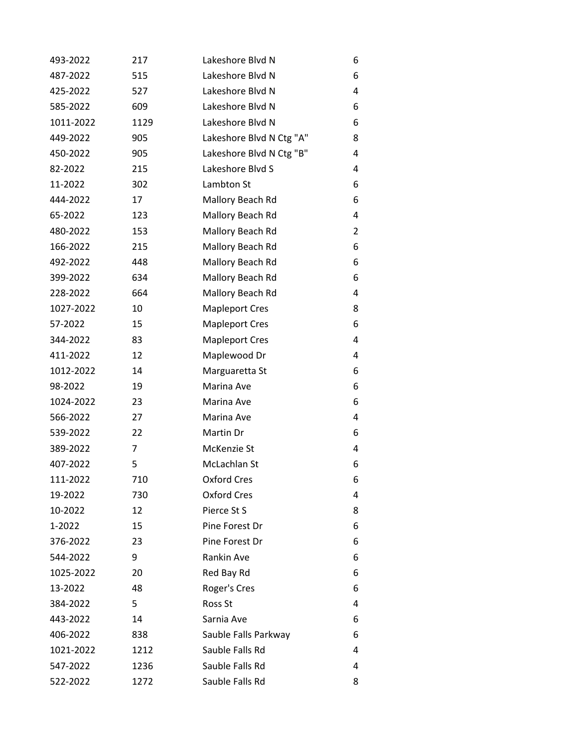| | | | |
|---|---|---|---|
| 493-2022 | 217 | Lakeshore Blvd N | 6 |
| 487-2022 | 515 | Lakeshore Blvd N | 6 |
| 425-2022 | 527 | Lakeshore Blvd N | 4 |
| 585-2022 | 609 | Lakeshore Blvd N | 6 |
| 1011-2022 | 1129 | Lakeshore Blvd N | 6 |
| 449-2022 | 905 | Lakeshore Blvd N Ctg "A" | 8 |
| 450-2022 | 905 | Lakeshore Blvd N Ctg "B" | 4 |
| 82-2022 | 215 | Lakeshore Blvd S | 4 |
| 11-2022 | 302 | Lambton St | 6 |
| 444-2022 | 17 | Mallory Beach Rd | 6 |
| 65-2022 | 123 | Mallory Beach Rd | 4 |
| 480-2022 | 153 | Mallory Beach Rd | 2 |
| 166-2022 | 215 | Mallory Beach Rd | 6 |
| 492-2022 | 448 | Mallory Beach Rd | 6 |
| 399-2022 | 634 | Mallory Beach Rd | 6 |
| 228-2022 | 664 | Mallory Beach Rd | 4 |
| 1027-2022 | 10 | Mapleport Cres | 8 |
| 57-2022 | 15 | Mapleport Cres | 6 |
| 344-2022 | 83 | Mapleport Cres | 4 |
| 411-2022 | 12 | Maplewood Dr | 4 |
| 1012-2022 | 14 | Marguaretta St | 6 |
| 98-2022 | 19 | Marina Ave | 6 |
| 1024-2022 | 23 | Marina Ave | 6 |
| 566-2022 | 27 | Marina Ave | 4 |
| 539-2022 | 22 | Martin Dr | 6 |
| 389-2022 | 7 | McKenzie St | 4 |
| 407-2022 | 5 | McLachlan St | 6 |
| 111-2022 | 710 | Oxford Cres | 6 |
| 19-2022 | 730 | Oxford Cres | 4 |
| 10-2022 | 12 | Pierce St S | 8 |
| 1-2022 | 15 | Pine Forest Dr | 6 |
| 376-2022 | 23 | Pine Forest Dr | 6 |
| 544-2022 | 9 | Rankin Ave | 6 |
| 1025-2022 | 20 | Red Bay Rd | 6 |
| 13-2022 | 48 | Roger's Cres | 6 |
| 384-2022 | 5 | Ross St | 4 |
| 443-2022 | 14 | Sarnia Ave | 6 |
| 406-2022 | 838 | Sauble Falls Parkway | 6 |
| 1021-2022 | 1212 | Sauble Falls Rd | 4 |
| 547-2022 | 1236 | Sauble Falls Rd | 4 |
| 522-2022 | 1272 | Sauble Falls Rd | 8 |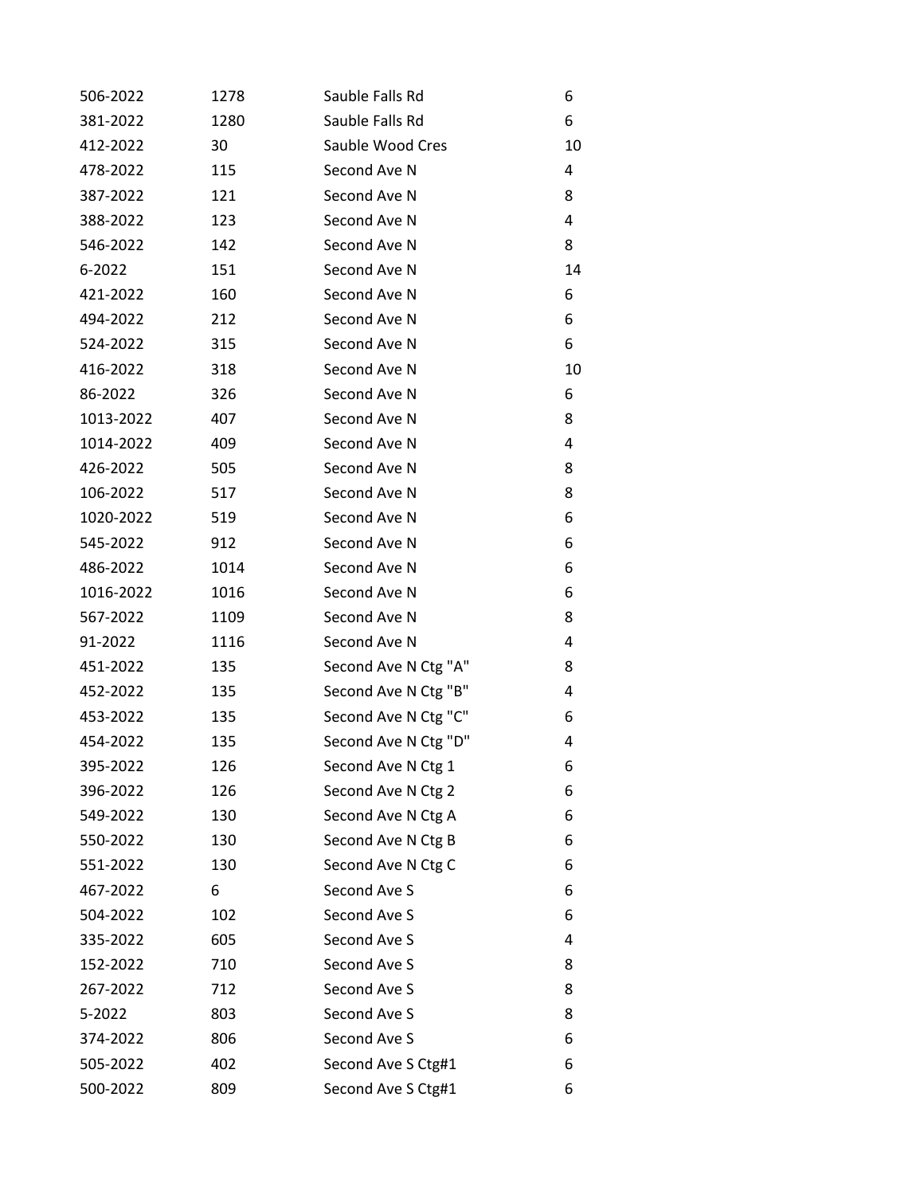| | | | |
|---|---|---|---|
| 506-2022 | 1278 | Sauble Falls Rd | 6 |
| 381-2022 | 1280 | Sauble Falls Rd | 6 |
| 412-2022 | 30 | Sauble Wood Cres | 10 |
| 478-2022 | 115 | Second Ave N | 4 |
| 387-2022 | 121 | Second Ave N | 8 |
| 388-2022 | 123 | Second Ave N | 4 |
| 546-2022 | 142 | Second Ave N | 8 |
| 6-2022 | 151 | Second Ave N | 14 |
| 421-2022 | 160 | Second Ave N | 6 |
| 494-2022 | 212 | Second Ave N | 6 |
| 524-2022 | 315 | Second Ave N | 6 |
| 416-2022 | 318 | Second Ave N | 10 |
| 86-2022 | 326 | Second Ave N | 6 |
| 1013-2022 | 407 | Second Ave N | 8 |
| 1014-2022 | 409 | Second Ave N | 4 |
| 426-2022 | 505 | Second Ave N | 8 |
| 106-2022 | 517 | Second Ave N | 8 |
| 1020-2022 | 519 | Second Ave N | 6 |
| 545-2022 | 912 | Second Ave N | 6 |
| 486-2022 | 1014 | Second Ave N | 6 |
| 1016-2022 | 1016 | Second Ave N | 6 |
| 567-2022 | 1109 | Second Ave N | 8 |
| 91-2022 | 1116 | Second Ave N | 4 |
| 451-2022 | 135 | Second Ave N Ctg "A" | 8 |
| 452-2022 | 135 | Second Ave N Ctg "B" | 4 |
| 453-2022 | 135 | Second Ave N Ctg "C" | 6 |
| 454-2022 | 135 | Second Ave N Ctg "D" | 4 |
| 395-2022 | 126 | Second Ave N Ctg 1 | 6 |
| 396-2022 | 126 | Second Ave N Ctg 2 | 6 |
| 549-2022 | 130 | Second Ave N Ctg A | 6 |
| 550-2022 | 130 | Second Ave N Ctg B | 6 |
| 551-2022 | 130 | Second Ave N Ctg C | 6 |
| 467-2022 | 6 | Second Ave S | 6 |
| 504-2022 | 102 | Second Ave S | 6 |
| 335-2022 | 605 | Second Ave S | 4 |
| 152-2022 | 710 | Second Ave S | 8 |
| 267-2022 | 712 | Second Ave S | 8 |
| 5-2022 | 803 | Second Ave S | 8 |
| 374-2022 | 806 | Second Ave S | 6 |
| 505-2022 | 402 | Second Ave S Ctg#1 | 6 |
| 500-2022 | 809 | Second Ave S Ctg#1 | 6 |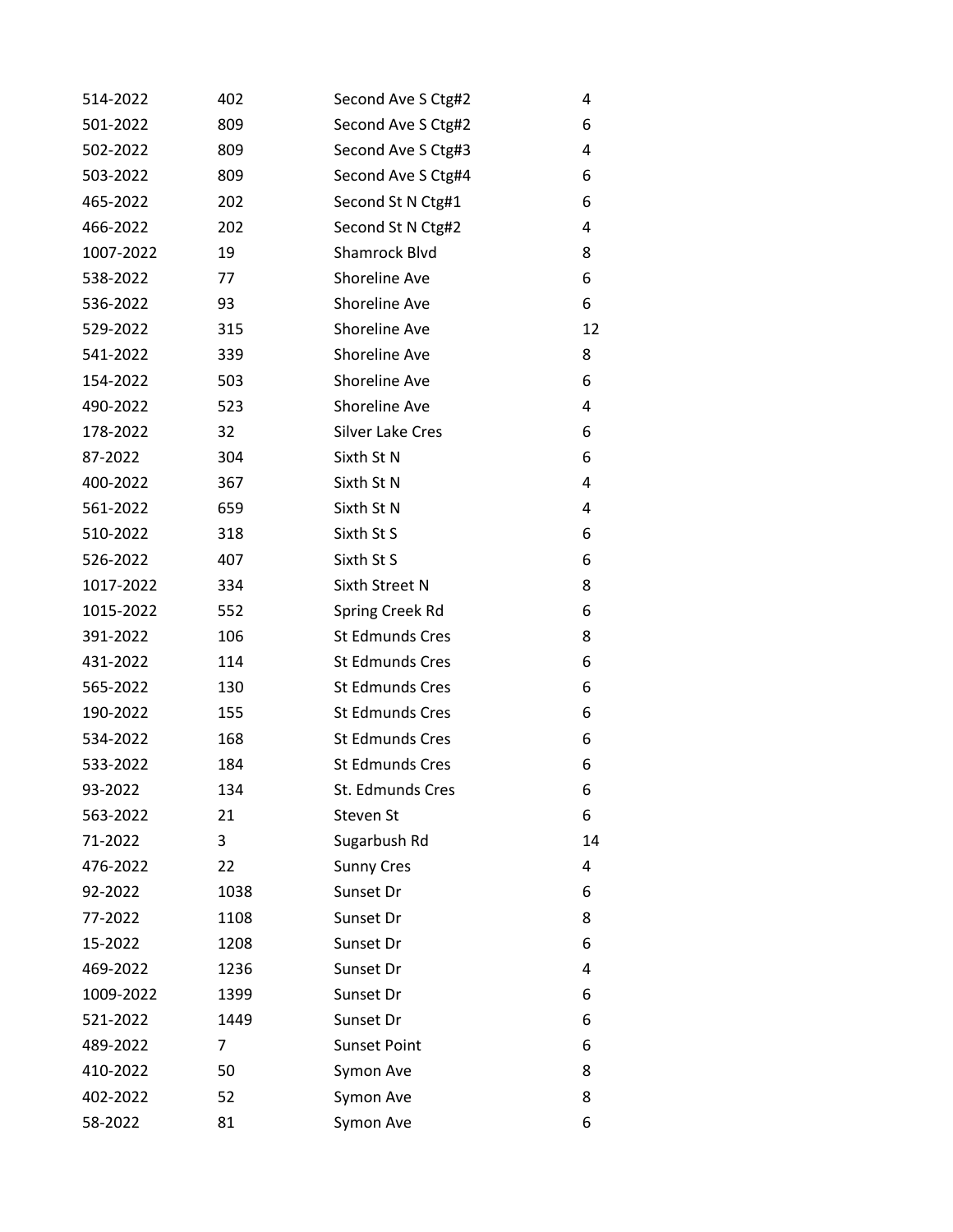| | | | |
|---|---|---|---|
| 514-2022 | 402 | Second Ave S Ctg#2 | 4 |
| 501-2022 | 809 | Second Ave S Ctg#2 | 6 |
| 502-2022 | 809 | Second Ave S Ctg#3 | 4 |
| 503-2022 | 809 | Second Ave S Ctg#4 | 6 |
| 465-2022 | 202 | Second St N Ctg#1 | 6 |
| 466-2022 | 202 | Second St N Ctg#2 | 4 |
| 1007-2022 | 19 | Shamrock Blvd | 8 |
| 538-2022 | 77 | Shoreline Ave | 6 |
| 536-2022 | 93 | Shoreline Ave | 6 |
| 529-2022 | 315 | Shoreline Ave | 12 |
| 541-2022 | 339 | Shoreline Ave | 8 |
| 154-2022 | 503 | Shoreline Ave | 6 |
| 490-2022 | 523 | Shoreline Ave | 4 |
| 178-2022 | 32 | Silver Lake Cres | 6 |
| 87-2022 | 304 | Sixth St N | 6 |
| 400-2022 | 367 | Sixth St N | 4 |
| 561-2022 | 659 | Sixth St N | 4 |
| 510-2022 | 318 | Sixth St S | 6 |
| 526-2022 | 407 | Sixth St S | 6 |
| 1017-2022 | 334 | Sixth Street N | 8 |
| 1015-2022 | 552 | Spring Creek Rd | 6 |
| 391-2022 | 106 | St Edmunds Cres | 8 |
| 431-2022 | 114 | St Edmunds Cres | 6 |
| 565-2022 | 130 | St Edmunds Cres | 6 |
| 190-2022 | 155 | St Edmunds Cres | 6 |
| 534-2022 | 168 | St Edmunds Cres | 6 |
| 533-2022 | 184 | St Edmunds Cres | 6 |
| 93-2022 | 134 | St. Edmunds Cres | 6 |
| 563-2022 | 21 | Steven St | 6 |
| 71-2022 | 3 | Sugarbush Rd | 14 |
| 476-2022 | 22 | Sunny Cres | 4 |
| 92-2022 | 1038 | Sunset Dr | 6 |
| 77-2022 | 1108 | Sunset Dr | 8 |
| 15-2022 | 1208 | Sunset Dr | 6 |
| 469-2022 | 1236 | Sunset Dr | 4 |
| 1009-2022 | 1399 | Sunset Dr | 6 |
| 521-2022 | 1449 | Sunset Dr | 6 |
| 489-2022 | 7 | Sunset Point | 6 |
| 410-2022 | 50 | Symon Ave | 8 |
| 402-2022 | 52 | Symon Ave | 8 |
| 58-2022 | 81 | Symon Ave | 6 |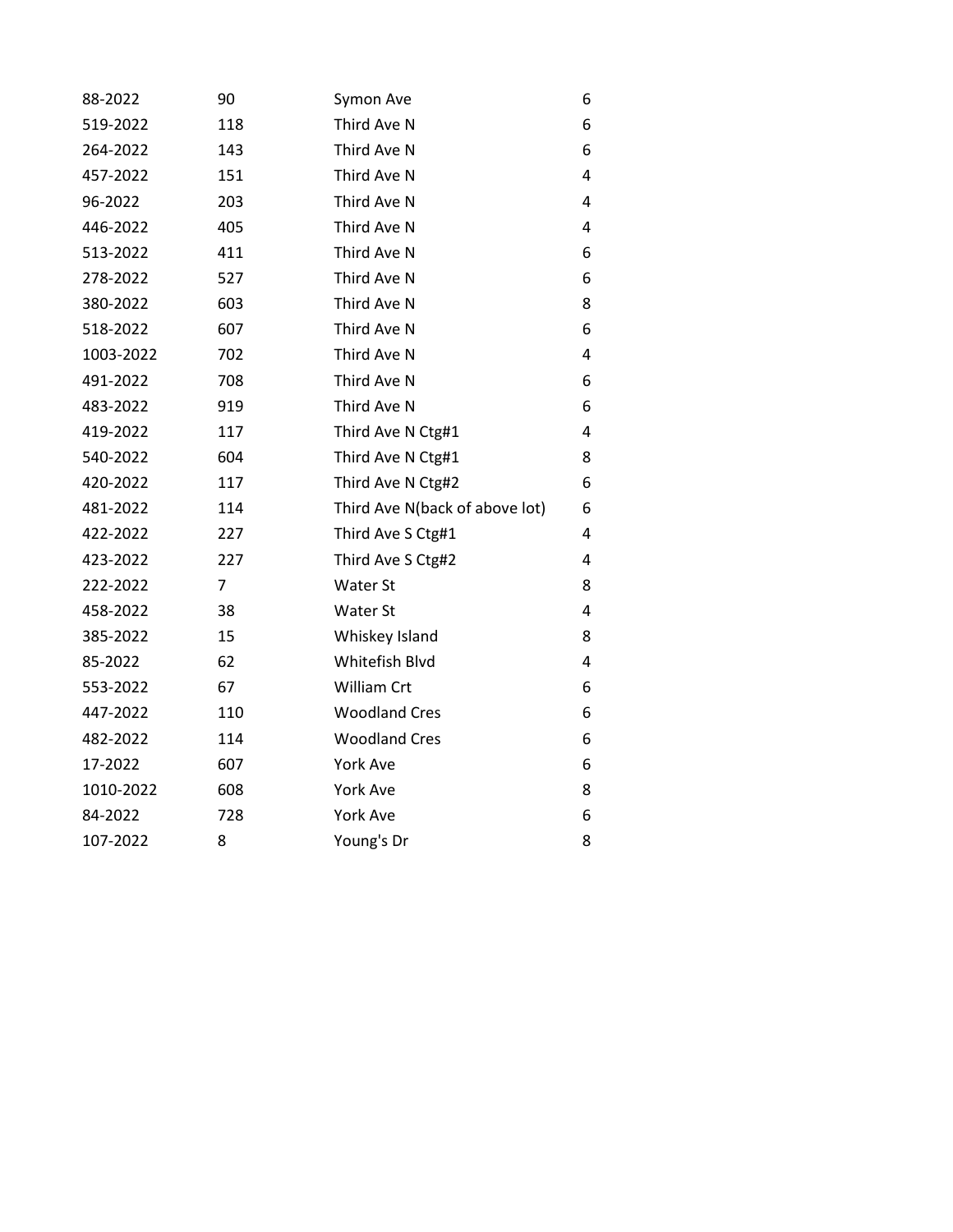| | | | |
|---|---|---|---|
| 88-2022 | 90 | Symon Ave | 6 |
| 519-2022 | 118 | Third Ave N | 6 |
| 264-2022 | 143 | Third Ave N | 6 |
| 457-2022 | 151 | Third Ave N | 4 |
| 96-2022 | 203 | Third Ave N | 4 |
| 446-2022 | 405 | Third Ave N | 4 |
| 513-2022 | 411 | Third Ave N | 6 |
| 278-2022 | 527 | Third Ave N | 6 |
| 380-2022 | 603 | Third Ave N | 8 |
| 518-2022 | 607 | Third Ave N | 6 |
| 1003-2022 | 702 | Third Ave N | 4 |
| 491-2022 | 708 | Third Ave N | 6 |
| 483-2022 | 919 | Third Ave N | 6 |
| 419-2022 | 117 | Third Ave N Ctg#1 | 4 |
| 540-2022 | 604 | Third Ave N Ctg#1 | 8 |
| 420-2022 | 117 | Third Ave N Ctg#2 | 6 |
| 481-2022 | 114 | Third Ave N(back of above lot) | 6 |
| 422-2022 | 227 | Third Ave S Ctg#1 | 4 |
| 423-2022 | 227 | Third Ave S Ctg#2 | 4 |
| 222-2022 | 7 | Water St | 8 |
| 458-2022 | 38 | Water St | 4 |
| 385-2022 | 15 | Whiskey Island | 8 |
| 85-2022 | 62 | Whitefish Blvd | 4 |
| 553-2022 | 67 | William Crt | 6 |
| 447-2022 | 110 | Woodland Cres | 6 |
| 482-2022 | 114 | Woodland Cres | 6 |
| 17-2022 | 607 | York Ave | 6 |
| 1010-2022 | 608 | York Ave | 8 |
| 84-2022 | 728 | York Ave | 6 |
| 107-2022 | 8 | Young's Dr | 8 |